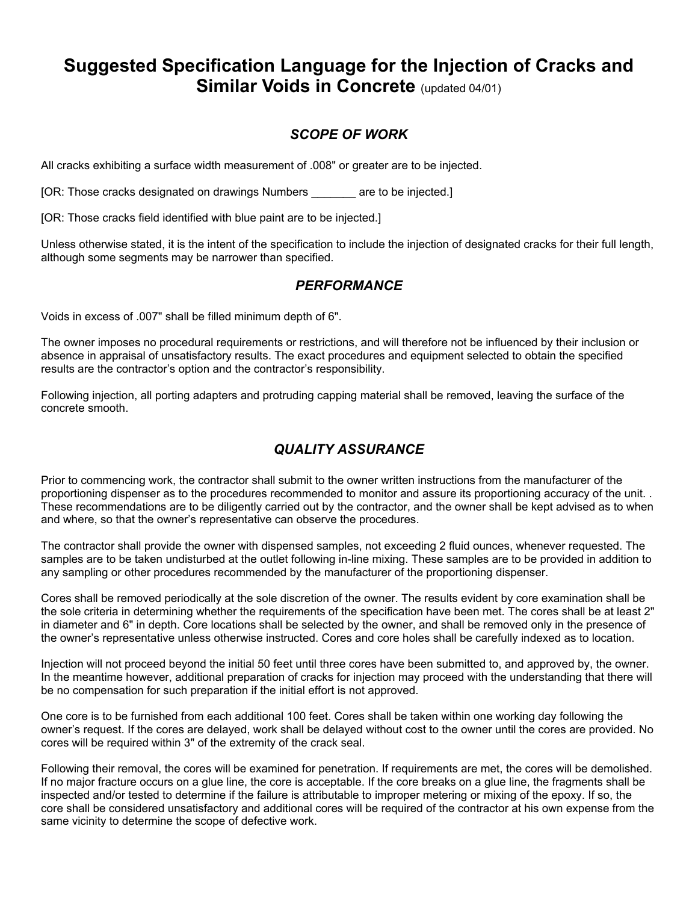# Suggested Specification Language for the Injection of Cracks and Similar Voids in Concrete (updated 04/01)

## *SCOPE OF WORK*

All cracks exhibiting a surface width measurement of .008" or greater are to be injected.

[OR: Those cracks designated on drawings Numbers _______ are to be injected.]

[OR: Those cracks field identified with blue paint are to be injected.]

Unless otherwise stated, it is the intent of the specification to include the injection of designated cracks for their full length, although some segments may be narrower than specified.

## *PERFORMANCE*

Voids in excess of .007" shall be filled minimum depth of 6".

The owner imposes no procedural requirements or restrictions, and will therefore not be influenced by their inclusion or absence in appraisal of unsatisfactory results. The exact procedures and equipment selected to obtain the specified results are the contractor's option and the contractor's responsibility.

Following injection, all porting adapters and protruding capping material shall be removed, leaving the surface of the concrete smooth.

## *QUALITY ASSURANCE*

Prior to commencing work, the contractor shall submit to the owner written instructions from the manufacturer of the proportioning dispenser as to the procedures recommended to monitor and assure its proportioning accuracy of the unit. . These recommendations are to be diligently carried out by the contractor, and the owner shall be kept advised as to when and where, so that the owner's representative can observe the procedures.

The contractor shall provide the owner with dispensed samples, not exceeding 2 fluid ounces, whenever requested. The samples are to be taken undisturbed at the outlet following in-line mixing. These samples are to be provided in addition to any sampling or other procedures recommended by the manufacturer of the proportioning dispenser.

Cores shall be removed periodically at the sole discretion of the owner. The results evident by core examination shall be the sole criteria in determining whether the requirements of the specification have been met. The cores shall be at least 2" in diameter and 6" in depth. Core locations shall be selected by the owner, and shall be removed only in the presence of the owner's representative unless otherwise instructed. Cores and core holes shall be carefully indexed as to location.

Injection will not proceed beyond the initial 50 feet until three cores have been submitted to, and approved by, the owner. In the meantime however, additional preparation of cracks for injection may proceed with the understanding that there will be no compensation for such preparation if the initial effort is not approved.

One core is to be furnished from each additional 100 feet. Cores shall be taken within one working day following the owner's request. If the cores are delayed, work shall be delayed without cost to the owner until the cores are provided. No cores will be required within 3" of the extremity of the crack seal.

Following their removal, the cores will be examined for penetration. If requirements are met, the cores will be demolished. If no major fracture occurs on a glue line, the core is acceptable. If the core breaks on a glue line, the fragments shall be inspected and/or tested to determine if the failure is attributable to improper metering or mixing of the epoxy. If so, the core shall be considered unsatisfactory and additional cores will be required of the contractor at his own expense from the same vicinity to determine the scope of defective work.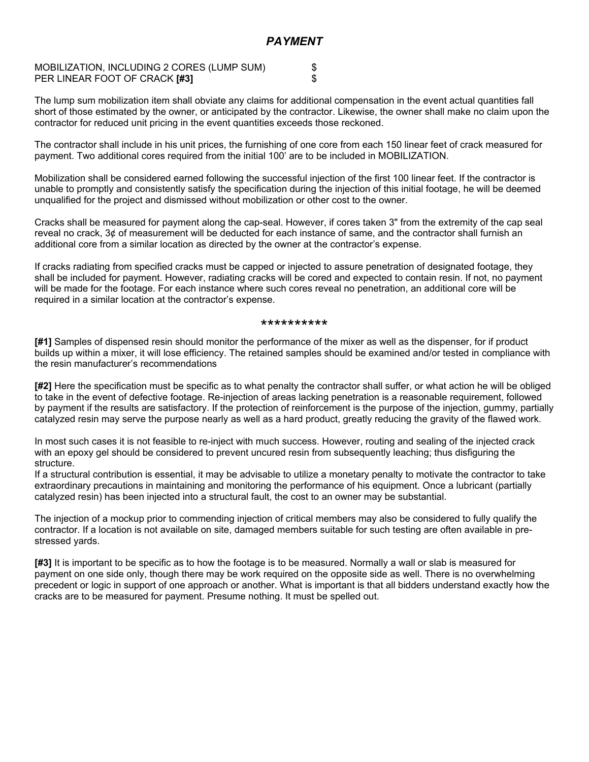# *PAYMENT*

| | |
|---|---|
| MOBILIZATION, INCLUDING 2 CORES (LUMP SUM) | $ |
| PER LINEAR FOOT OF CRACK **[#3]** | $ |

The lump sum mobilization item shall obviate any claims for additional compensation in the event actual quantities fall short of those estimated by the owner, or anticipated by the contractor. Likewise, the owner shall make no claim upon the contractor for reduced unit pricing in the event quantities exceeds those reckoned.

The contractor shall include in his unit prices, the furnishing of one core from each 150 linear feet of crack measured for payment. Two additional cores required from the initial 100' are to be included in MOBILIZATION.

Mobilization shall be considered earned following the successful injection of the first 100 linear feet. If the contractor is unable to promptly and consistently satisfy the specification during the injection of this initial footage, he will be deemed unqualified for the project and dismissed without mobilization or other cost to the owner.

Cracks shall be measured for payment along the cap-seal. However, if cores taken 3" from the extremity of the cap seal reveal no crack, 3¢ of measurement will be deducted for each instance of same, and the contractor shall furnish an additional core from a similar location as directed by the owner at the contractor's expense.

If cracks radiating from specified cracks must be capped or injected to assure penetration of designated footage, they shall be included for payment. However, radiating cracks will be cored and expected to contain resin. If not, no payment will be made for the footage. For each instance where such cores reveal no penetration, an additional core will be required in a similar location at the contractor's expense.

**********

**[#1]** Samples of dispensed resin should monitor the performance of the mixer as well as the dispenser, for if product builds up within a mixer, it will lose efficiency. The retained samples should be examined and/or tested in compliance with the resin manufacturer's recommendations

**[#2]** Here the specification must be specific as to what penalty the contractor shall suffer, or what action he will be obliged to take in the event of defective footage. Re-injection of areas lacking penetration is a reasonable requirement, followed by payment if the results are satisfactory. If the protection of reinforcement is the purpose of the injection, gummy, partially catalyzed resin may serve the purpose nearly as well as a hard product, greatly reducing the gravity of the flawed work.

In most such cases it is not feasible to re-inject with much success. However, routing and sealing of the injected crack with an epoxy gel should be considered to prevent uncured resin from subsequently leaching; thus disfiguring the structure.

If a structural contribution is essential, it may be advisable to utilize a monetary penalty to motivate the contractor to take extraordinary precautions in maintaining and monitoring the performance of his equipment. Once a lubricant (partially catalyzed resin) has been injected into a structural fault, the cost to an owner may be substantial.

The injection of a mockup prior to commending injection of critical members may also be considered to fully qualify the contractor. If a location is not available on site, damaged members suitable for such testing are often available in pre-stressed yards.

**[#3]** It is important to be specific as to how the footage is to be measured. Normally a wall or slab is measured for payment on one side only, though there may be work required on the opposite side as well. There is no overwhelming precedent or logic in support of one approach or another. What is important is that all bidders understand exactly how the cracks are to be measured for payment. Presume nothing. It must be spelled out.